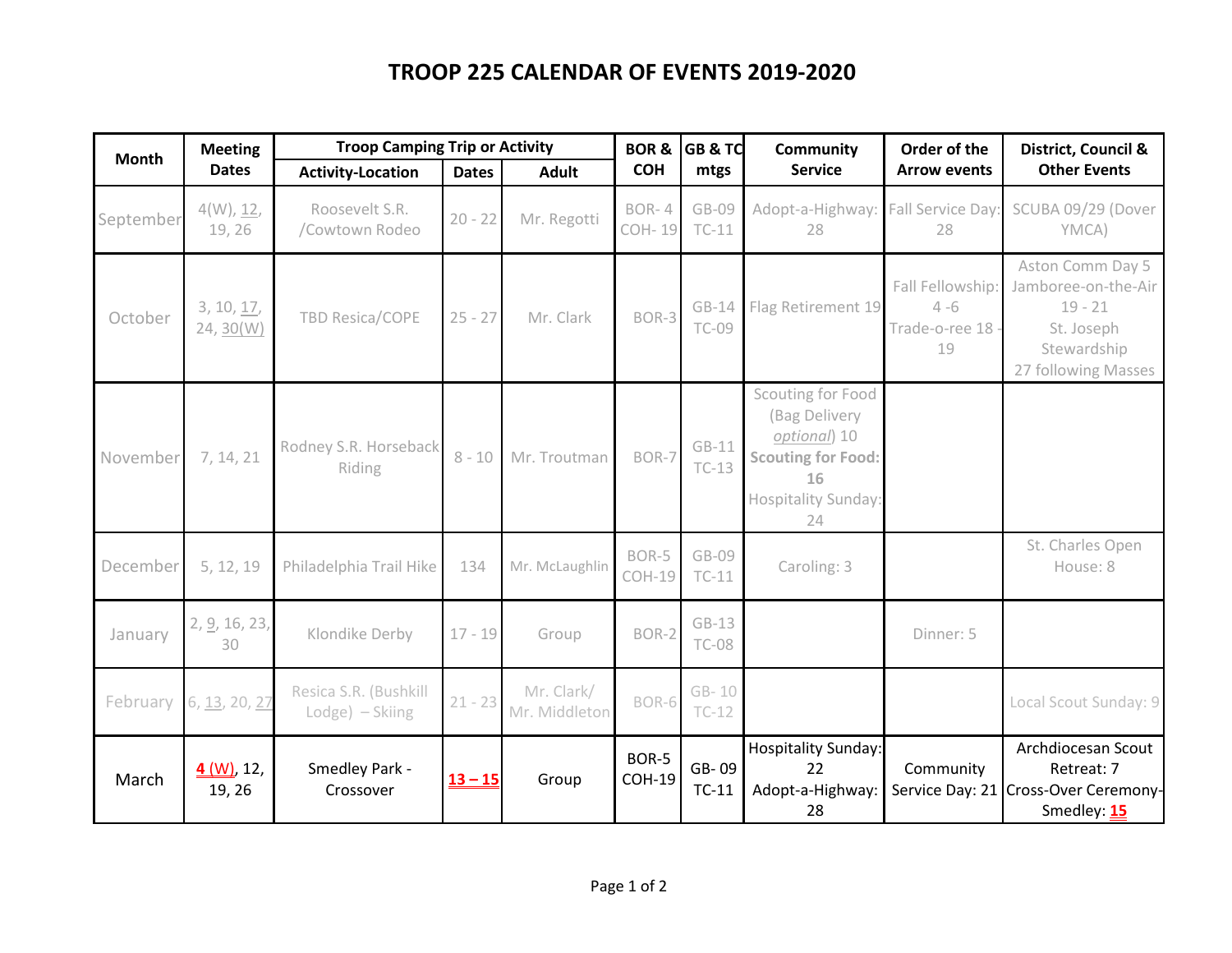# TROOP 225 CALENDAR OF EVENTS 2019-2020

| Month | Meeting Dates | Troop Camping Trip or Activity | | | BOR & COH | GB & TC mtgs | Community Service | Order of the Arrow events | District, Council & Other Events |
|---|---|---|---|---|---|---|---|---|---|
| | | Activity-Location | Dates | Adult | | | | | |
| September | 4(W), 12, 19, 26 | Roosevelt S.R. /Cowtown Rodeo | 20 - 22 | Mr. Regotti | BOR- 4 COH- 19 | GB-09 TC-11 | Adopt-a-Highway: 28 | Fall Service Day: 28 | SCUBA 09/29 (Dover YMCA) |
| October | 3, 10, 17, 24, 30(W) | TBD Resica/COPE | 25 - 27 | Mr. Clark | BOR-3 | GB-14 TC-09 | Flag Retirement 19 | Fall Fellowship: 4 -6 Trade-o-ree 18 - 19 | Aston Comm Day 5 Jamboree-on-the-Air 19 - 21 St. Joseph Stewardship 27 following Masses |
| November | 7, 14, 21 | Rodney S.R. Horseback Riding | 8 - 10 | Mr. Troutman | BOR-7 | GB-11 TC-13 | Scouting for Food (Bag Delivery *optional*) 10 **Scouting for Food: 16** Hospitality Sunday: 24 | | |
| December | 5, 12, 19 | Philadelphia Trail Hike | 134 | Mr. McLaughlin | BOR-5 COH-19 | GB-09 TC-11 | Caroling: 3 | | St. Charles Open House: 8 |
| January | 2, 9, 16, 23, 30 | Klondike Derby | 17 - 19 | Group | BOR-2 | GB-13 TC-08 | | Dinner: 5 | |
| February | 6, 13, 20, 27 | Resica S.R. (Bushkill Lodge) – Skiing | 21 - 23 | Mr. Clark/ Mr. Middleton | BOR-6 | GB- 10 TC-12 | | | Local Scout Sunday: 9 |
| March | 4 (W), 12, 19, 26 | Smedley Park - Crossover | 13 – 15 | Group | BOR-5 COH-19 | GB- 09 TC-11 | Hospitality Sunday: 22 Adopt-a-Highway: 28 | Community Service Day: 21 | Archdiocesan Scout Retreat: 7 Cross-Over Ceremony- Smedley: 15 |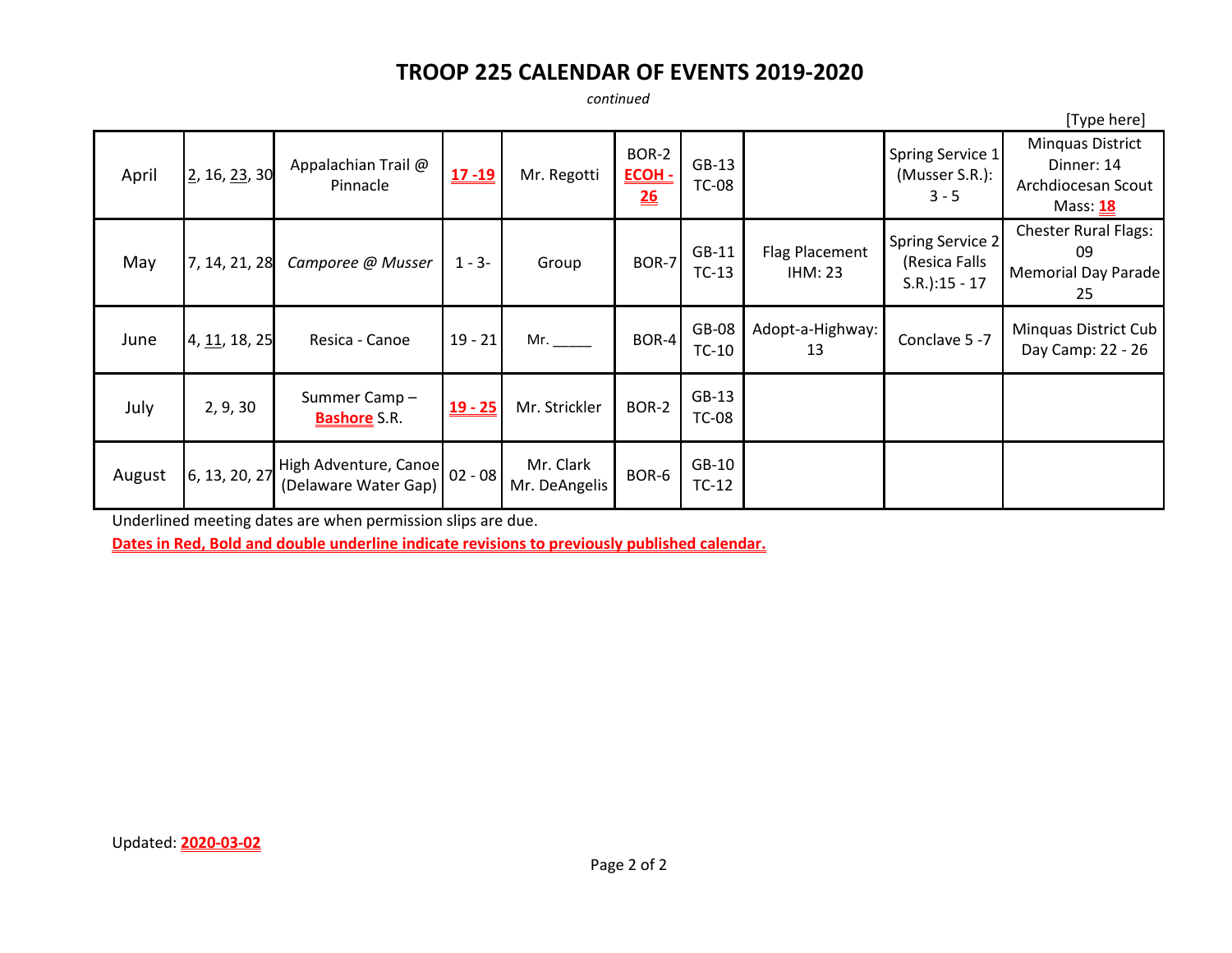# TROOP 225 CALENDAR OF EVENTS 2019-2020

*continued*

[Type here]

| | | | | | | | | | |
|---|---|---|---|---|---|---|---|---|---|
| April | 2, 16, 23, 30 | Appalachian Trail @ Pinnacle | **17 -19** | Mr. Regotti | BOR-2 **ECOH - 26** | GB-13 TC-08 | | Spring Service 1 (Musser S.R.): 3 - 5 | Minquas District Dinner: 14 Archdiocesan Scout Mass: **18** |
| May | 7, 14, 21, 28 | *Camporee @ Musser* | 1 - 3- | Group | BOR-7 | GB-11 TC-13 | Flag Placement IHM: 23 | Spring Service 2 (Resica Falls S.R.):15 - 17 | Chester Rural Flags: 09 Memorial Day Parade 25 |
| June | 4, 11, 18, 25 | Resica - Canoe | 19 - 21 | Mr. _____ | BOR-4 | GB-08 TC-10 | Adopt-a-Highway: 13 | Conclave 5 -7 | Minquas District Cub Day Camp: 22 - 26 |
| July | 2, 9, 30 | Summer Camp – **Bashore** S.R. | **19 - 25** | Mr. Strickler | BOR-2 | GB-13 TC-08 | | | |
| August | 6, 13, 20, 27 | High Adventure, Canoe (Delaware Water Gap) | 02 - 08 | Mr. Clark Mr. DeAngelis | BOR-6 | GB-10 TC-12 | | | |

Underlined meeting dates are when permission slips are due.

**Dates in Red, Bold and double underline indicate revisions to previously published calendar.**

Updated: **2020-03-02**